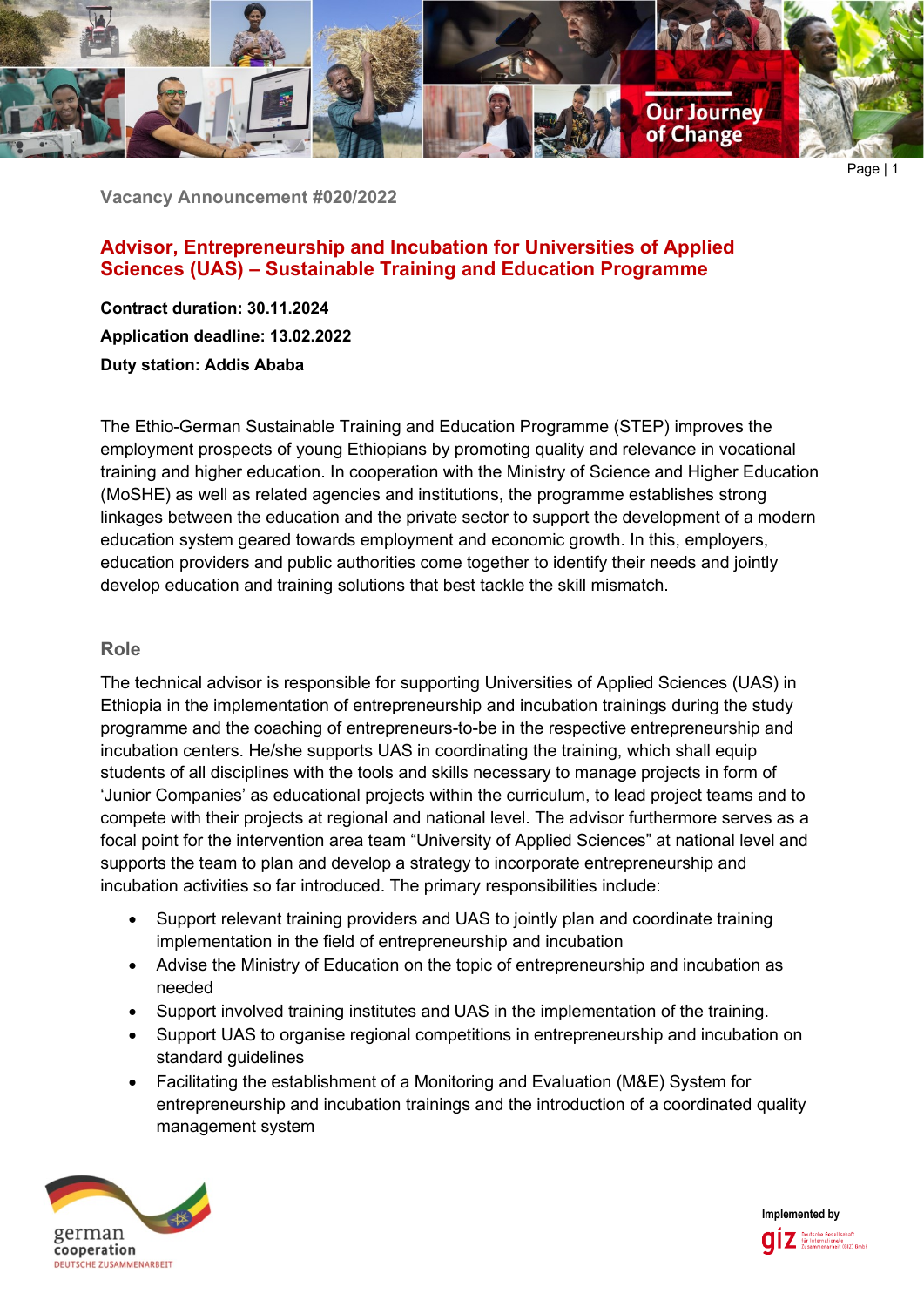Vacancy Announcement #020/2022

# Advisor, Entrepreneurship and Incubation for Universities of Applied Sciences (UAS) – Sustainable Training and Education Programme

**Contract duration: 30.11.2024**

**Application deadline: 13.02.2022**

**Duty station: Addis Ababa**

The Ethio-German Sustainable Training and Education Programme (STEP) improves the employment prospects of young Ethiopians by promoting quality and relevance in vocational training and higher education. In cooperation with the Ministry of Science and Higher Education (MoSHE) as well as related agencies and institutions, the programme establishes strong linkages between the education and the private sector to support the development of a modern education system geared towards employment and economic growth. In this, employers, education providers and public authorities come together to identify their needs and jointly develop education and training solutions that best tackle the skill mismatch.

## Role

The technical advisor is responsible for supporting Universities of Applied Sciences (UAS) in Ethiopia in the implementation of entrepreneurship and incubation trainings during the study programme and the coaching of entrepreneurs-to-be in the respective entrepreneurship and incubation centers. He/she supports UAS in coordinating the training, which shall equip students of all disciplines with the tools and skills necessary to manage projects in form of 'Junior Companies' as educational projects within the curriculum, to lead project teams and to compete with their projects at regional and national level. The advisor furthermore serves as a focal point for the intervention area team "University of Applied Sciences" at national level and supports the team to plan and develop a strategy to incorporate entrepreneurship and incubation activities so far introduced. The primary responsibilities include:

- Support relevant training providers and UAS to jointly plan and coordinate training implementation in the field of entrepreneurship and incubation
- Advise the Ministry of Education on the topic of entrepreneurship and incubation as needed
- Support involved training institutes and UAS in the implementation of the training.
- Support UAS to organise regional competitions in entrepreneurship and incubation on standard guidelines
- Facilitating the establishment of a Monitoring and Evaluation (M&E) System for entrepreneurship and incubation trainings and the introduction of a coordinated quality management system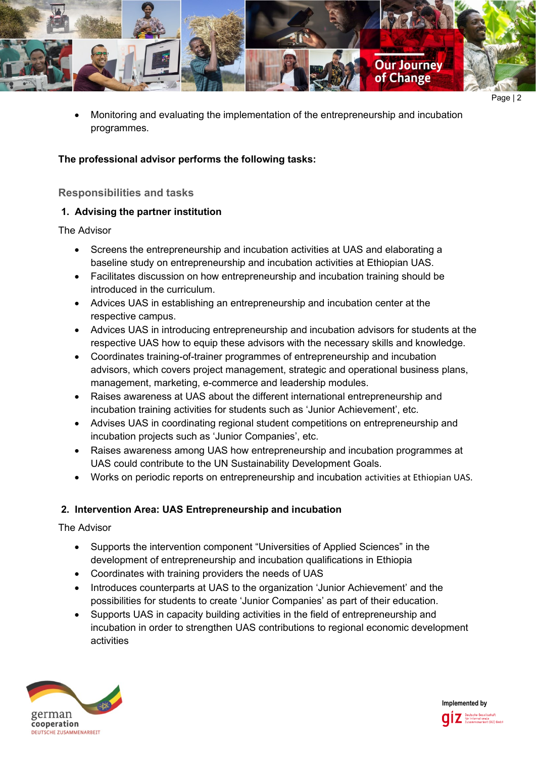- Monitoring and evaluating the implementation of the entrepreneurship and incubation programmes.

**The professional advisor performs the following tasks:**

## Responsibilities and tasks

### 1. Advising the partner institution

The Advisor

- Screens the entrepreneurship and incubation activities at UAS and elaborating a baseline study on entrepreneurship and incubation activities at Ethiopian UAS.
- Facilitates discussion on how entrepreneurship and incubation training should be introduced in the curriculum.
- Advices UAS in establishing an entrepreneurship and incubation center at the respective campus.
- Advices UAS in introducing entrepreneurship and incubation advisors for students at the respective UAS how to equip these advisors with the necessary skills and knowledge.
- Coordinates training-of-trainer programmes of entrepreneurship and incubation advisors, which covers project management, strategic and operational business plans, management, marketing, e-commerce and leadership modules.
- Raises awareness at UAS about the different international entrepreneurship and incubation training activities for students such as 'Junior Achievement', etc.
- Advises UAS in coordinating regional student competitions on entrepreneurship and incubation projects such as 'Junior Companies', etc.
- Raises awareness among UAS how entrepreneurship and incubation programmes at UAS could contribute to the UN Sustainability Development Goals.
- Works on periodic reports on entrepreneurship and incubation activities at Ethiopian UAS.

### 2. Intervention Area: UAS Entrepreneurship and incubation

The Advisor

- Supports the intervention component "Universities of Applied Sciences" in the development of entrepreneurship and incubation qualifications in Ethiopia
- Coordinates with training providers the needs of UAS
- Introduces counterparts at UAS to the organization 'Junior Achievement' and the possibilities for students to create 'Junior Companies' as part of their education.
- Supports UAS in capacity building activities in the field of entrepreneurship and incubation in order to strengthen UAS contributions to regional economic development activities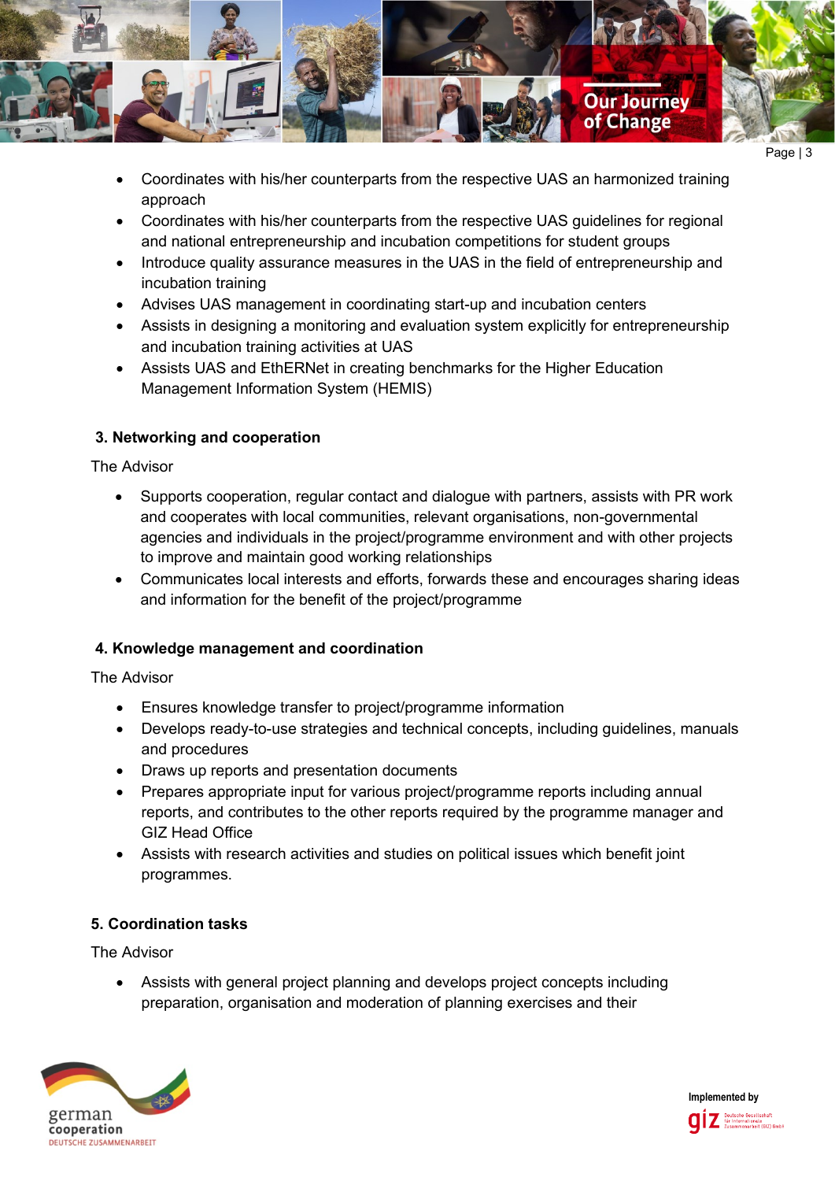- Coordinates with his/her counterparts from the respective UAS an harmonized training approach
- Coordinates with his/her counterparts from the respective UAS guidelines for regional and national entrepreneurship and incubation competitions for student groups
- Introduce quality assurance measures in the UAS in the field of entrepreneurship and incubation training
- Advises UAS management in coordinating start-up and incubation centers
- Assists in designing a monitoring and evaluation system explicitly for entrepreneurship and incubation training activities at UAS
- Assists UAS and EthERNet in creating benchmarks for the Higher Education Management Information System (HEMIS)

**3. Networking and cooperation**

The Advisor

- Supports cooperation, regular contact and dialogue with partners, assists with PR work and cooperates with local communities, relevant organisations, non-governmental agencies and individuals in the project/programme environment and with other projects to improve and maintain good working relationships
- Communicates local interests and efforts, forwards these and encourages sharing ideas and information for the benefit of the project/programme

**4. Knowledge management and coordination**

The Advisor

- Ensures knowledge transfer to project/programme information
- Develops ready-to-use strategies and technical concepts, including guidelines, manuals and procedures
- Draws up reports and presentation documents
- Prepares appropriate input for various project/programme reports including annual reports, and contributes to the other reports required by the programme manager and GIZ Head Office
- Assists with research activities and studies on political issues which benefit joint programmes.

**5. Coordination tasks**

The Advisor

- Assists with general project planning and develops project concepts including preparation, organisation and moderation of planning exercises and their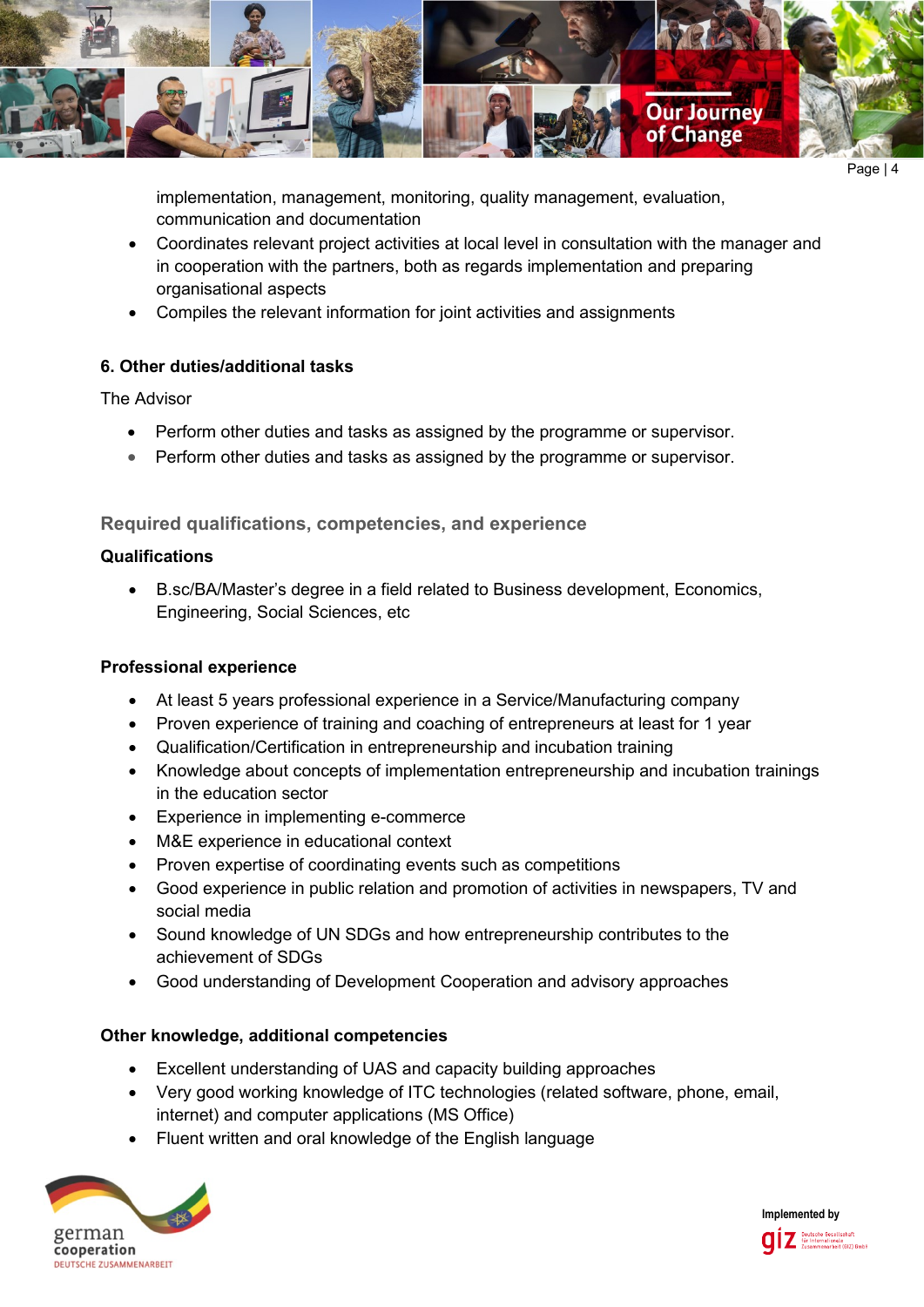implementation, management, monitoring, quality management, evaluation, communication and documentation

- Coordinates relevant project activities at local level in consultation with the manager and in cooperation with the partners, both as regards implementation and preparing organisational aspects
- Compiles the relevant information for joint activities and assignments

#### 6. Other duties/additional tasks

The Advisor

- Perform other duties and tasks as assigned by the programme or supervisor.
- Perform other duties and tasks as assigned by the programme or supervisor.

## Required qualifications, competencies, and experience

#### Qualifications

- B.sc/BA/Master's degree in a field related to Business development, Economics, Engineering, Social Sciences, etc

#### Professional experience

- At least 5 years professional experience in a Service/Manufacturing company
- Proven experience of training and coaching of entrepreneurs at least for 1 year
- Qualification/Certification in entrepreneurship and incubation training
- Knowledge about concepts of implementation entrepreneurship and incubation trainings in the education sector
- Experience in implementing e-commerce
- M&E experience in educational context
- Proven expertise of coordinating events such as competitions
- Good experience in public relation and promotion of activities in newspapers, TV and social media
- Sound knowledge of UN SDGs and how entrepreneurship contributes to the achievement of SDGs
- Good understanding of Development Cooperation and advisory approaches

#### Other knowledge, additional competencies

- Excellent understanding of UAS and capacity building approaches
- Very good working knowledge of ITC technologies (related software, phone, email, internet) and computer applications (MS Office)
- Fluent written and oral knowledge of the English language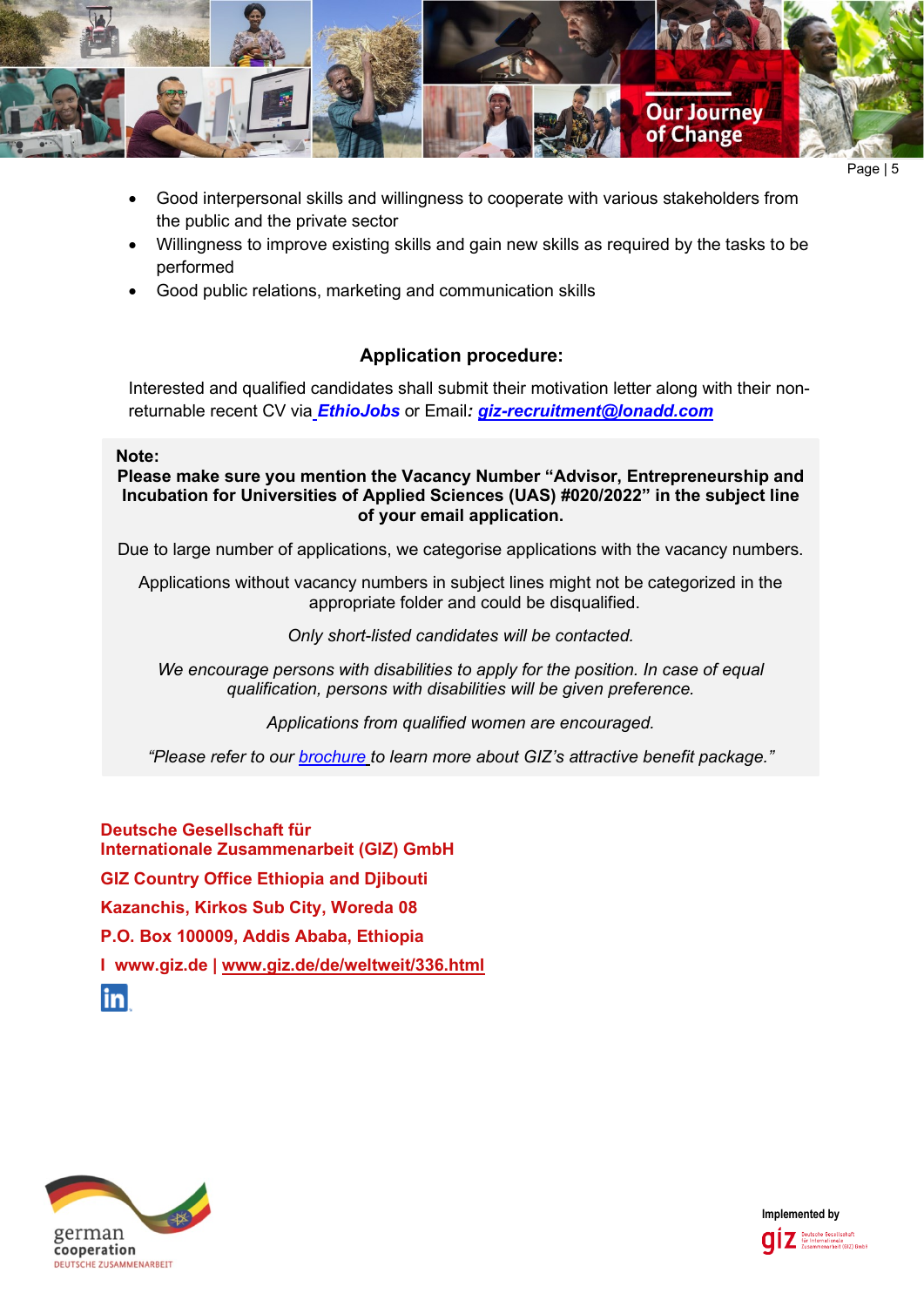- Good interpersonal skills and willingness to cooperate with various stakeholders from the public and the private sector
- Willingness to improve existing skills and gain new skills as required by the tasks to be performed
- Good public relations, marketing and communication skills

## Application procedure:

Interested and qualified candidates shall submit their motivation letter along with their non-returnable recent CV via ***EthioJobs*** or Email***: giz-recruitment@lonadd.com***

**Note:**

**Please make sure you mention the Vacancy Number "Advisor, Entrepreneurship and Incubation for Universities of Applied Sciences (UAS) #020/2022" in the subject line of your email application.**

Due to large number of applications, we categorise applications with the vacancy numbers.

Applications without vacancy numbers in subject lines might not be categorized in the appropriate folder and could be disqualified.

*Only short-listed candidates will be contacted.*

*We encourage persons with disabilities to apply for the position. In case of equal qualification, persons with disabilities will be given preference.*

*Applications from qualified women are encouraged.*

*"Please refer to our brochure to learn more about GIZ's attractive benefit package."*

**Deutsche Gesellschaft für Internationale Zusammenarbeit (GIZ) GmbH**

**GIZ Country Office Ethiopia and Djibouti**

**Kazanchis, Kirkos Sub City, Woreda 08**

**P.O. Box 100009, Addis Ababa, Ethiopia**

**I www.giz.de | www.giz.de/de/weltweit/336.html**

german cooperation
DEUTSCHE ZUSAMMENARBEIT

Implemented by
giz Deutsche Gesellschaft für Internationale Zusammenarbeit (GIZ) GmbH